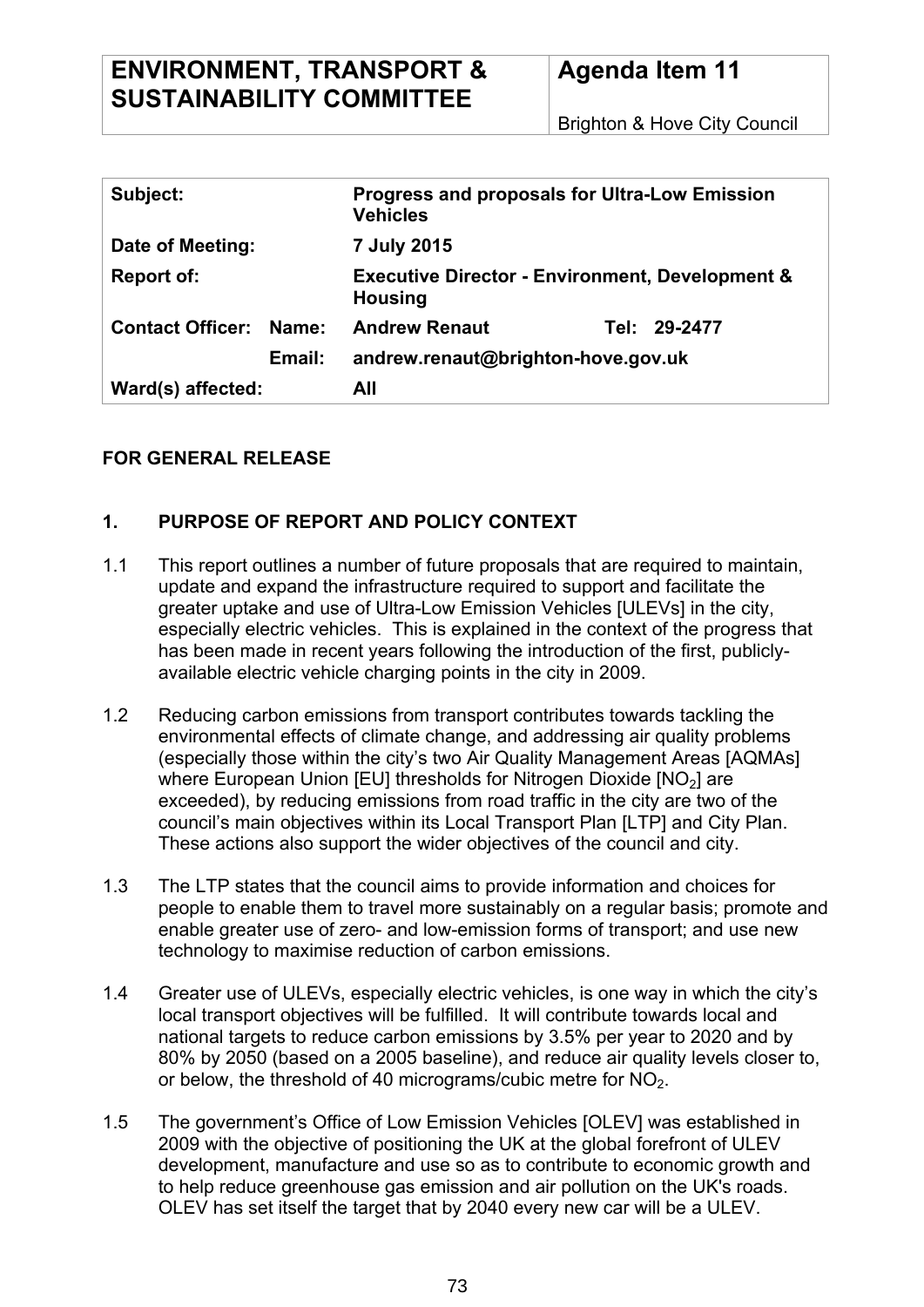| ENVIRONMENT, TRANSPORT & SUSTAINABILITY COMMITTEE | Agenda Item 11 Brighton & Hove City Council |
| --- | --- |

| | | | |
| --- | --- | --- | --- |
| **Subject:** | | **Progress and proposals for Ultra-Low Emission Vehicles** | |
| **Date of Meeting:** | | **7 July 2015** | |
| **Report of:** | | **Executive Director - Environment, Development & Housing** | |
| **Contact Officer:** | **Name:** | **Andrew Renaut** | **Tel: 29-2477** |
| | **Email:** | **andrew.renaut@brighton-hove.gov.uk** | |
| **Ward(s) affected:** | | **All** | |

**FOR GENERAL RELEASE**

## 1. PURPOSE OF REPORT AND POLICY CONTEXT

1.1 This report outlines a number of future proposals that are required to maintain, update and expand the infrastructure required to support and facilitate the greater uptake and use of Ultra-Low Emission Vehicles [ULEVs] in the city, especially electric vehicles. This is explained in the context of the progress that has been made in recent years following the introduction of the first, publicly-available electric vehicle charging points in the city in 2009.

1.2 Reducing carbon emissions from transport contributes towards tackling the environmental effects of climate change, and addressing air quality problems (especially those within the city's two Air Quality Management Areas [AQMAs] where European Union [EU] thresholds for Nitrogen Dioxide [$NO_2$] are exceeded), by reducing emissions from road traffic in the city are two of the council's main objectives within its Local Transport Plan [LTP] and City Plan. These actions also support the wider objectives of the council and city.

1.3 The LTP states that the council aims to provide information and choices for people to enable them to travel more sustainably on a regular basis; promote and enable greater use of zero- and low-emission forms of transport; and use new technology to maximise reduction of carbon emissions.

1.4 Greater use of ULEVs, especially electric vehicles, is one way in which the city's local transport objectives will be fulfilled. It will contribute towards local and national targets to reduce carbon emissions by 3.5% per year to 2020 and by 80% by 2050 (based on a 2005 baseline), and reduce air quality levels closer to, or below, the threshold of 40 micrograms/cubic metre for $NO_2$.

1.5 The government's Office of Low Emission Vehicles [OLEV] was established in 2009 with the objective of positioning the UK at the global forefront of ULEV development, manufacture and use so as to contribute to economic growth and to help reduce greenhouse gas emission and air pollution on the UK's roads. OLEV has set itself the target that by 2040 every new car will be a ULEV.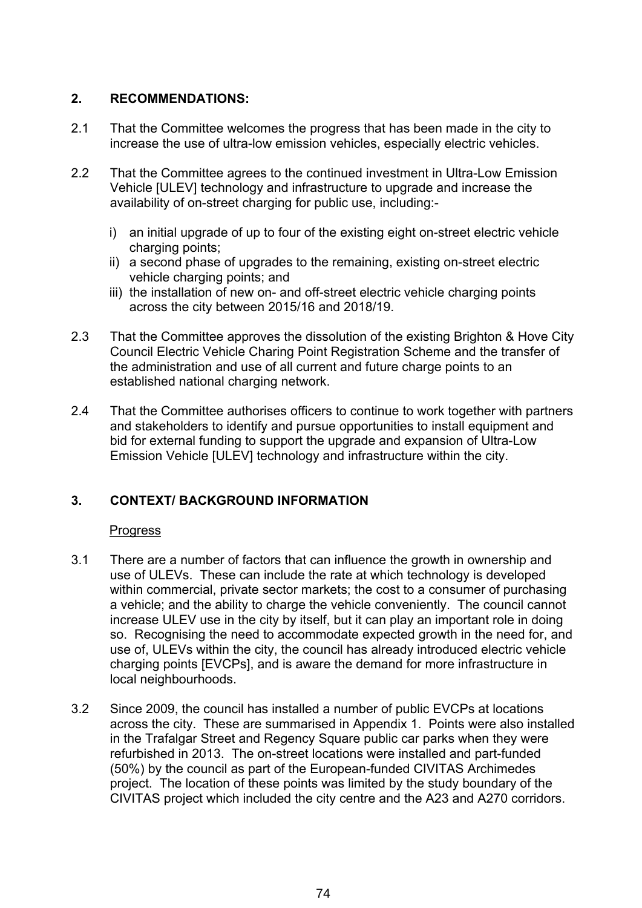## 2. RECOMMENDATIONS:

2.1 That the Committee welcomes the progress that has been made in the city to increase the use of ultra-low emission vehicles, especially electric vehicles.

2.2 That the Committee agrees to the continued investment in Ultra-Low Emission Vehicle [ULEV] technology and infrastructure to upgrade and increase the availability of on-street charging for public use, including:-

i) an initial upgrade of up to four of the existing eight on-street electric vehicle charging points;
ii) a second phase of upgrades to the remaining, existing on-street electric vehicle charging points; and
iii) the installation of new on- and off-street electric vehicle charging points across the city between 2015/16 and 2018/19.

2.3 That the Committee approves the dissolution of the existing Brighton & Hove City Council Electric Vehicle Charing Point Registration Scheme and the transfer of the administration and use of all current and future charge points to an established national charging network.

2.4 That the Committee authorises officers to continue to work together with partners and stakeholders to identify and pursue opportunities to install equipment and bid for external funding to support the upgrade and expansion of Ultra-Low Emission Vehicle [ULEV] technology and infrastructure within the city.

## 3. CONTEXT/ BACKGROUND INFORMATION

Progress

3.1 There are a number of factors that can influence the growth in ownership and use of ULEVs. These can include the rate at which technology is developed within commercial, private sector markets; the cost to a consumer of purchasing a vehicle; and the ability to charge the vehicle conveniently. The council cannot increase ULEV use in the city by itself, but it can play an important role in doing so. Recognising the need to accommodate expected growth in the need for, and use of, ULEVs within the city, the council has already introduced electric vehicle charging points [EVCPs], and is aware the demand for more infrastructure in local neighbourhoods.

3.2 Since 2009, the council has installed a number of public EVCPs at locations across the city. These are summarised in Appendix 1. Points were also installed in the Trafalgar Street and Regency Square public car parks when they were refurbished in 2013. The on-street locations were installed and part-funded (50%) by the council as part of the European-funded CIVITAS Archimedes project. The location of these points was limited by the study boundary of the CIVITAS project which included the city centre and the A23 and A270 corridors.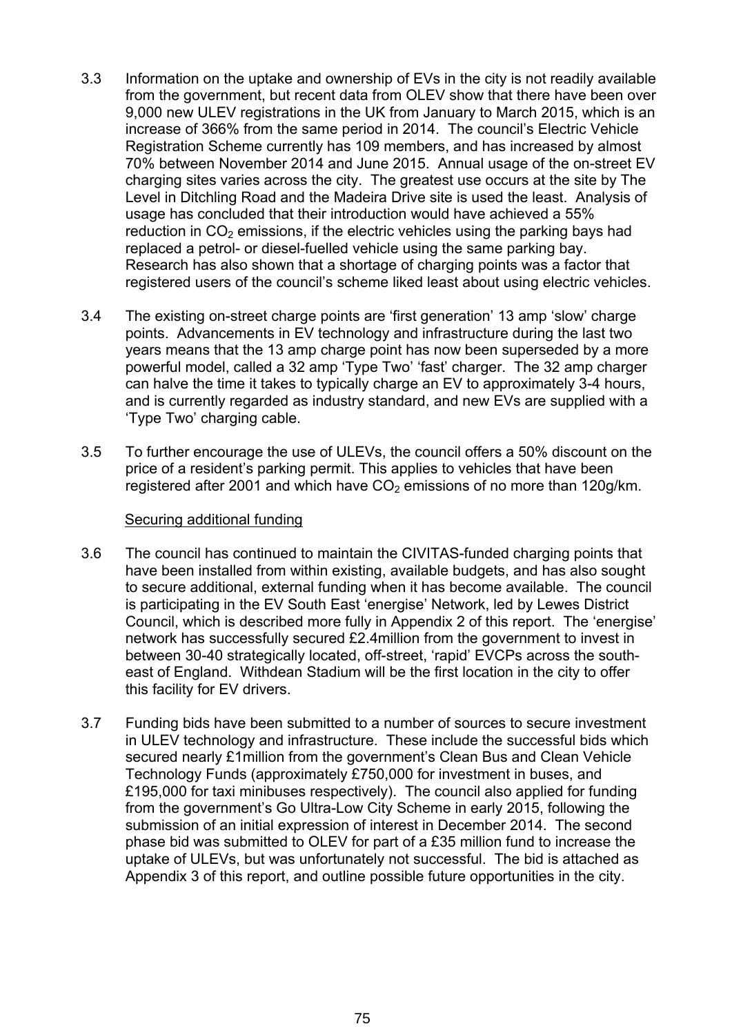3.3 Information on the uptake and ownership of EVs in the city is not readily available from the government, but recent data from OLEV show that there have been over 9,000 new ULEV registrations in the UK from January to March 2015, which is an increase of 366% from the same period in 2014. The council's Electric Vehicle Registration Scheme currently has 109 members, and has increased by almost 70% between November 2014 and June 2015. Annual usage of the on-street EV charging sites varies across the city. The greatest use occurs at the site by The Level in Ditchling Road and the Madeira Drive site is used the least. Analysis of usage has concluded that their introduction would have achieved a 55% reduction in $CO_2$ emissions, if the electric vehicles using the parking bays had replaced a petrol- or diesel-fuelled vehicle using the same parking bay. Research has also shown that a shortage of charging points was a factor that registered users of the council's scheme liked least about using electric vehicles.

3.4 The existing on-street charge points are 'first generation' 13 amp 'slow' charge points. Advancements in EV technology and infrastructure during the last two years means that the 13 amp charge point has now been superseded by a more powerful model, called a 32 amp 'Type Two' 'fast' charger. The 32 amp charger can halve the time it takes to typically charge an EV to approximately 3-4 hours, and is currently regarded as industry standard, and new EVs are supplied with a 'Type Two' charging cable.

3.5 To further encourage the use of ULEVs, the council offers a 50% discount on the price of a resident's parking permit. This applies to vehicles that have been registered after 2001 and which have $CO_2$ emissions of no more than 120g/km.

Securing additional funding

3.6 The council has continued to maintain the CIVITAS-funded charging points that have been installed from within existing, available budgets, and has also sought to secure additional, external funding when it has become available. The council is participating in the EV South East 'energise' Network, led by Lewes District Council, which is described more fully in Appendix 2 of this report. The 'energise' network has successfully secured £2.4million from the government to invest in between 30-40 strategically located, off-street, 'rapid' EVCPs across the south-east of England. Withdean Stadium will be the first location in the city to offer this facility for EV drivers.

3.7 Funding bids have been submitted to a number of sources to secure investment in ULEV technology and infrastructure. These include the successful bids which secured nearly £1million from the government's Clean Bus and Clean Vehicle Technology Funds (approximately £750,000 for investment in buses, and £195,000 for taxi minibuses respectively). The council also applied for funding from the government's Go Ultra-Low City Scheme in early 2015, following the submission of an initial expression of interest in December 2014. The second phase bid was submitted to OLEV for part of a £35 million fund to increase the uptake of ULEVs, but was unfortunately not successful. The bid is attached as Appendix 3 of this report, and outline possible future opportunities in the city.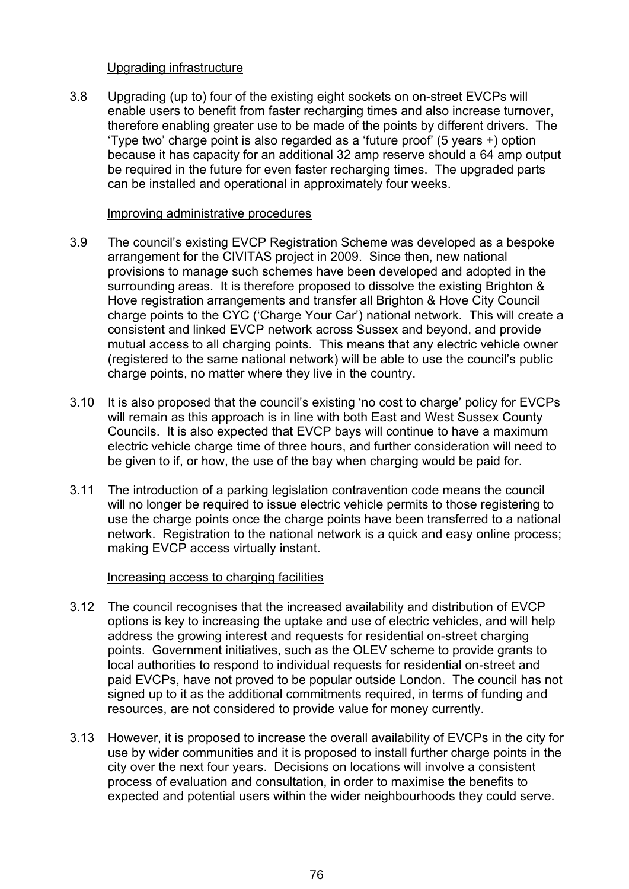Upgrading infrastructure

3.8 Upgrading (up to) four of the existing eight sockets on on-street EVCPs will enable users to benefit from faster recharging times and also increase turnover, therefore enabling greater use to be made of the points by different drivers. The 'Type two' charge point is also regarded as a 'future proof' (5 years +) option because it has capacity for an additional 32 amp reserve should a 64 amp output be required in the future for even faster recharging times. The upgraded parts can be installed and operational in approximately four weeks.

Improving administrative procedures

3.9 The council's existing EVCP Registration Scheme was developed as a bespoke arrangement for the CIVITAS project in 2009. Since then, new national provisions to manage such schemes have been developed and adopted in the surrounding areas. It is therefore proposed to dissolve the existing Brighton & Hove registration arrangements and transfer all Brighton & Hove City Council charge points to the CYC ('Charge Your Car') national network. This will create a consistent and linked EVCP network across Sussex and beyond, and provide mutual access to all charging points. This means that any electric vehicle owner (registered to the same national network) will be able to use the council's public charge points, no matter where they live in the country.

3.10 It is also proposed that the council's existing 'no cost to charge' policy for EVCPs will remain as this approach is in line with both East and West Sussex County Councils. It is also expected that EVCP bays will continue to have a maximum electric vehicle charge time of three hours, and further consideration will need to be given to if, or how, the use of the bay when charging would be paid for.

3.11 The introduction of a parking legislation contravention code means the council will no longer be required to issue electric vehicle permits to those registering to use the charge points once the charge points have been transferred to a national network. Registration to the national network is a quick and easy online process; making EVCP access virtually instant.

Increasing access to charging facilities

3.12 The council recognises that the increased availability and distribution of EVCP options is key to increasing the uptake and use of electric vehicles, and will help address the growing interest and requests for residential on-street charging points. Government initiatives, such as the OLEV scheme to provide grants to local authorities to respond to individual requests for residential on-street and paid EVCPs, have not proved to be popular outside London. The council has not signed up to it as the additional commitments required, in terms of funding and resources, are not considered to provide value for money currently.

3.13 However, it is proposed to increase the overall availability of EVCPs in the city for use by wider communities and it is proposed to install further charge points in the city over the next four years. Decisions on locations will involve a consistent process of evaluation and consultation, in order to maximise the benefits to expected and potential users within the wider neighbourhoods they could serve.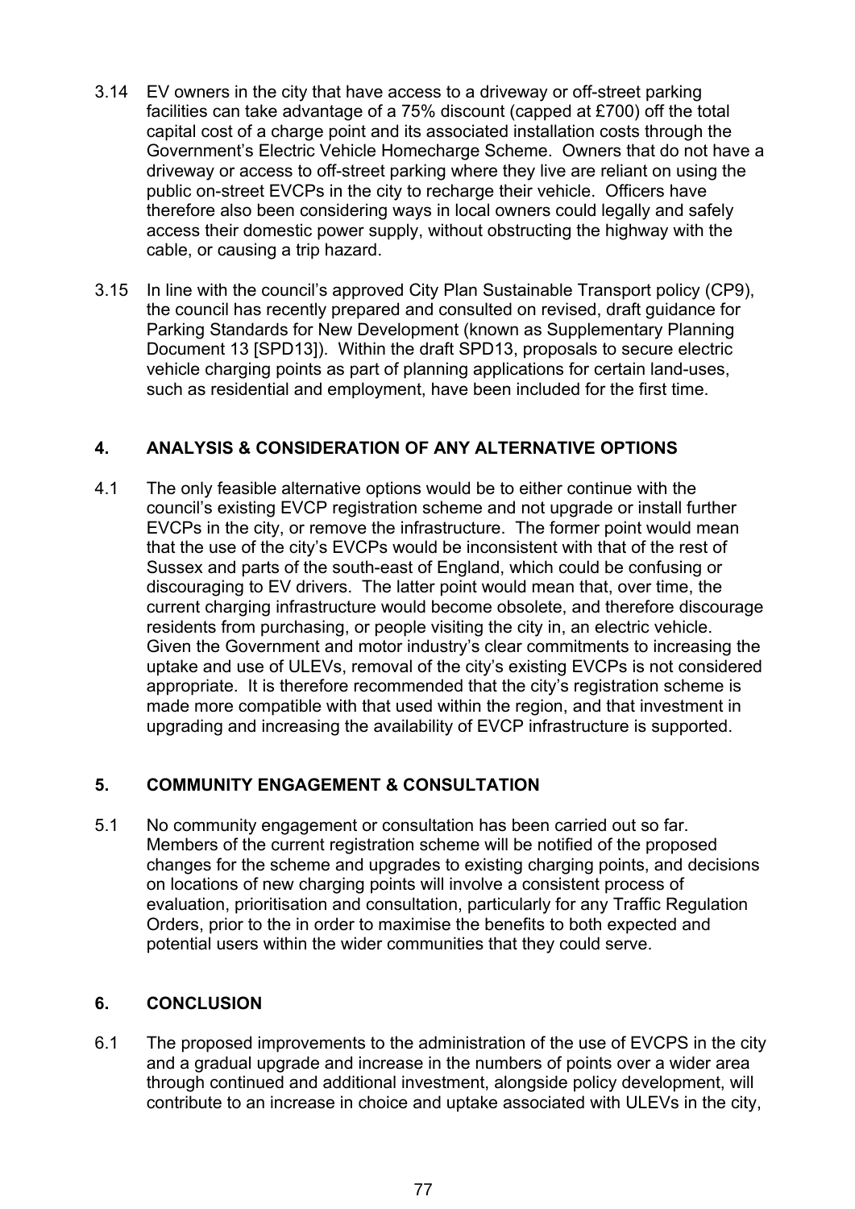3.14 EV owners in the city that have access to a driveway or off-street parking facilities can take advantage of a 75% discount (capped at £700) off the total capital cost of a charge point and its associated installation costs through the Government's Electric Vehicle Homecharge Scheme. Owners that do not have a driveway or access to off-street parking where they live are reliant on using the public on-street EVCPs in the city to recharge their vehicle. Officers have therefore also been considering ways in local owners could legally and safely access their domestic power supply, without obstructing the highway with the cable, or causing a trip hazard.

3.15 In line with the council's approved City Plan Sustainable Transport policy (CP9), the council has recently prepared and consulted on revised, draft guidance for Parking Standards for New Development (known as Supplementary Planning Document 13 [SPD13]). Within the draft SPD13, proposals to secure electric vehicle charging points as part of planning applications for certain land-uses, such as residential and employment, have been included for the first time.

## 4. ANALYSIS & CONSIDERATION OF ANY ALTERNATIVE OPTIONS

4.1 The only feasible alternative options would be to either continue with the council's existing EVCP registration scheme and not upgrade or install further EVCPs in the city, or remove the infrastructure. The former point would mean that the use of the city's EVCPs would be inconsistent with that of the rest of Sussex and parts of the south-east of England, which could be confusing or discouraging to EV drivers. The latter point would mean that, over time, the current charging infrastructure would become obsolete, and therefore discourage residents from purchasing, or people visiting the city in, an electric vehicle. Given the Government and motor industry's clear commitments to increasing the uptake and use of ULEVs, removal of the city's existing EVCPs is not considered appropriate. It is therefore recommended that the city's registration scheme is made more compatible with that used within the region, and that investment in upgrading and increasing the availability of EVCP infrastructure is supported.

## 5. COMMUNITY ENGAGEMENT & CONSULTATION

5.1 No community engagement or consultation has been carried out so far. Members of the current registration scheme will be notified of the proposed changes for the scheme and upgrades to existing charging points, and decisions on locations of new charging points will involve a consistent process of evaluation, prioritisation and consultation, particularly for any Traffic Regulation Orders, prior to the in order to maximise the benefits to both expected and potential users within the wider communities that they could serve.

## 6. CONCLUSION

6.1 The proposed improvements to the administration of the use of EVCPS in the city and a gradual upgrade and increase in the numbers of points over a wider area through continued and additional investment, alongside policy development, will contribute to an increase in choice and uptake associated with ULEVs in the city,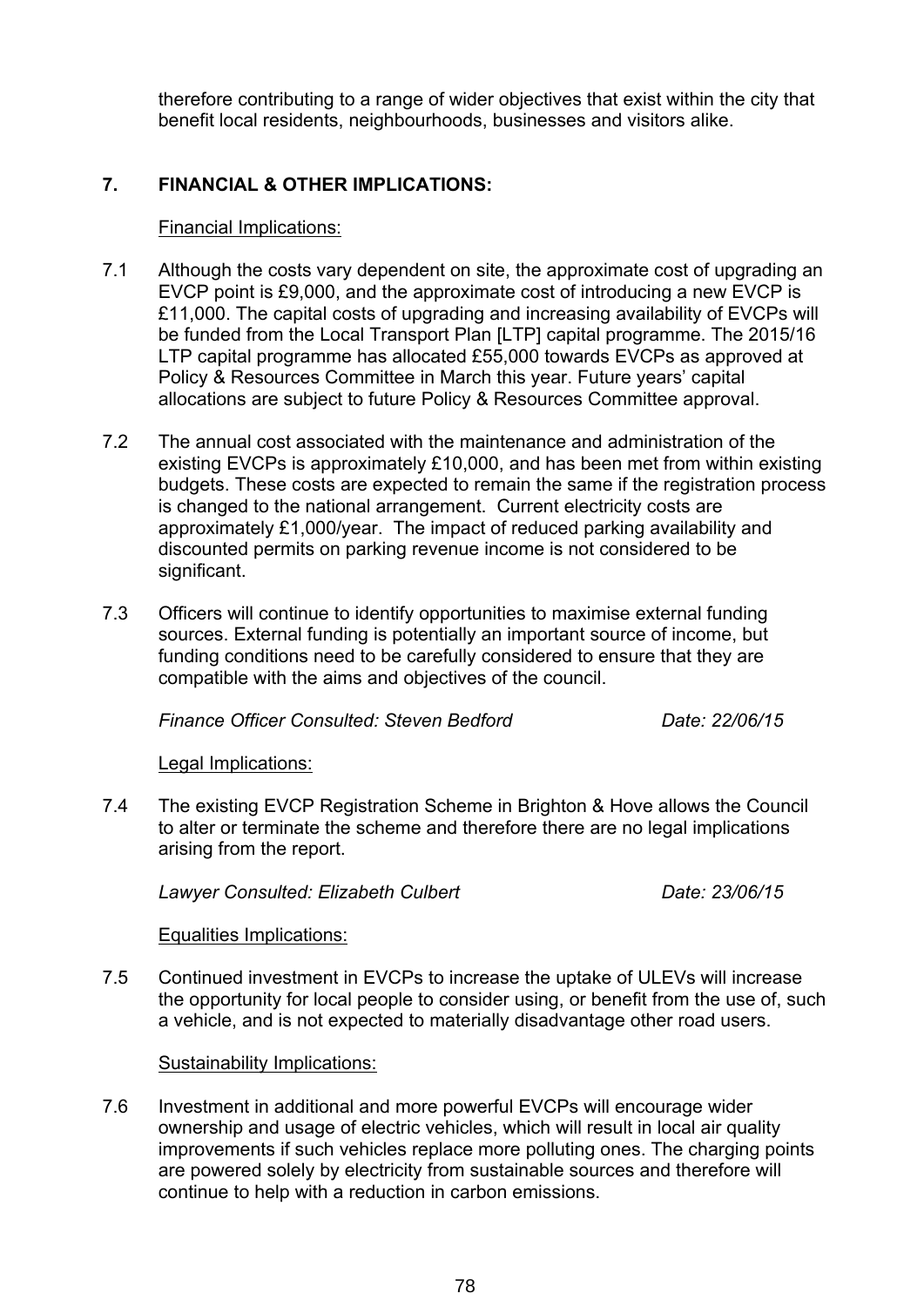therefore contributing to a range of wider objectives that exist within the city that benefit local residents, neighbourhoods, businesses and visitors alike.

## 7. FINANCIAL & OTHER IMPLICATIONS:

Financial Implications:

7.1 Although the costs vary dependent on site, the approximate cost of upgrading an EVCP point is £9,000, and the approximate cost of introducing a new EVCP is £11,000. The capital costs of upgrading and increasing availability of EVCPs will be funded from the Local Transport Plan [LTP] capital programme. The 2015/16 LTP capital programme has allocated £55,000 towards EVCPs as approved at Policy & Resources Committee in March this year. Future years' capital allocations are subject to future Policy & Resources Committee approval.

7.2 The annual cost associated with the maintenance and administration of the existing EVCPs is approximately £10,000, and has been met from within existing budgets. These costs are expected to remain the same if the registration process is changed to the national arrangement. Current electricity costs are approximately £1,000/year. The impact of reduced parking availability and discounted permits on parking revenue income is not considered to be significant.

7.3 Officers will continue to identify opportunities to maximise external funding sources. External funding is potentially an important source of income, but funding conditions need to be carefully considered to ensure that they are compatible with the aims and objectives of the council.

*Finance Officer Consulted: Steven Bedford* *Date: 22/06/15*

Legal Implications:

7.4 The existing EVCP Registration Scheme in Brighton & Hove allows the Council to alter or terminate the scheme and therefore there are no legal implications arising from the report.

*Lawyer Consulted: Elizabeth Culbert* *Date: 23/06/15*

Equalities Implications:

7.5 Continued investment in EVCPs to increase the uptake of ULEVs will increase the opportunity for local people to consider using, or benefit from the use of, such a vehicle, and is not expected to materially disadvantage other road users.

Sustainability Implications:

7.6 Investment in additional and more powerful EVCPs will encourage wider ownership and usage of electric vehicles, which will result in local air quality improvements if such vehicles replace more polluting ones. The charging points are powered solely by electricity from sustainable sources and therefore will continue to help with a reduction in carbon emissions.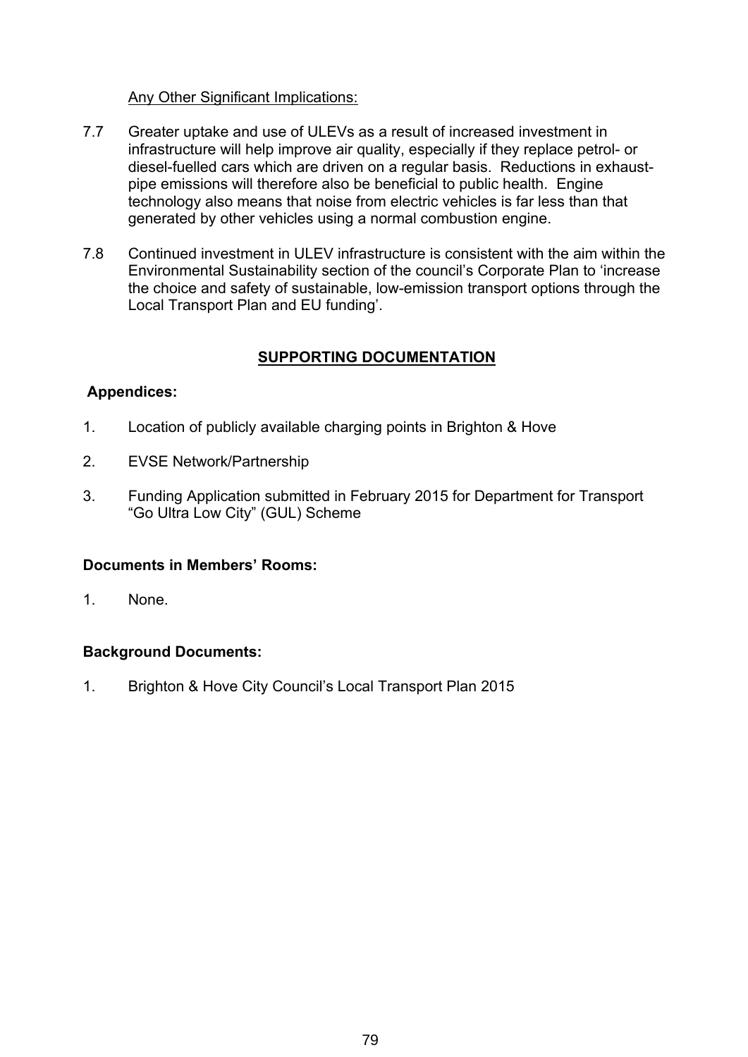Any Other Significant Implications:

7.7 Greater uptake and use of ULEVs as a result of increased investment in infrastructure will help improve air quality, especially if they replace petrol- or diesel-fuelled cars which are driven on a regular basis. Reductions in exhaust-pipe emissions will therefore also be beneficial to public health. Engine technology also means that noise from electric vehicles is far less than that generated by other vehicles using a normal combustion engine.

7.8 Continued investment in ULEV infrastructure is consistent with the aim within the Environmental Sustainability section of the council's Corporate Plan to 'increase the choice and safety of sustainable, low-emission transport options through the Local Transport Plan and EU funding'.

## SUPPORTING DOCUMENTATION

**Appendices:**

1. Location of publicly available charging points in Brighton & Hove
2. EVSE Network/Partnership
3. Funding Application submitted in February 2015 for Department for Transport "Go Ultra Low City" (GUL) Scheme

**Documents in Members' Rooms:**

1. None.

**Background Documents:**

1. Brighton & Hove City Council's Local Transport Plan 2015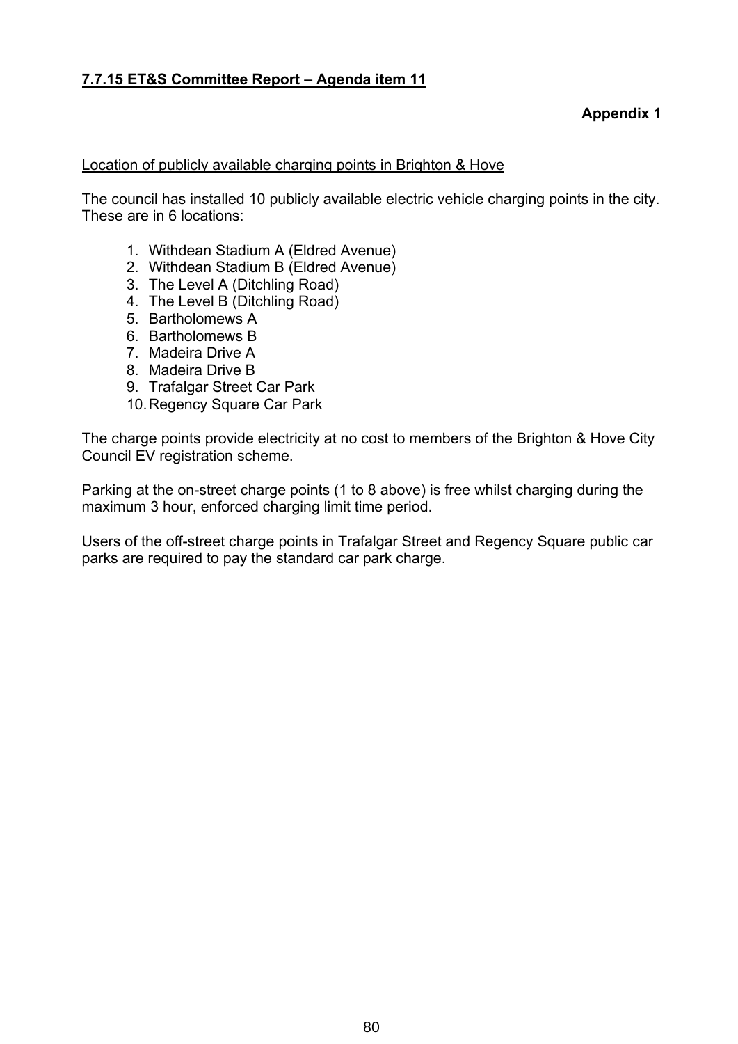**7.7.15 ET&S Committee Report – Agenda item 11**

**Appendix 1**

Location of publicly available charging points in Brighton & Hove

The council has installed 10 publicly available electric vehicle charging points in the city. These are in 6 locations:

1. Withdean Stadium A (Eldred Avenue)
2. Withdean Stadium B (Eldred Avenue)
3. The Level A (Ditchling Road)
4. The Level B (Ditchling Road)
5. Bartholomews A
6. Bartholomews B
7. Madeira Drive A
8. Madeira Drive B
9. Trafalgar Street Car Park
10. Regency Square Car Park

The charge points provide electricity at no cost to members of the Brighton & Hove City Council EV registration scheme.

Parking at the on-street charge points (1 to 8 above) is free whilst charging during the maximum 3 hour, enforced charging limit time period.

Users of the off-street charge points in Trafalgar Street and Regency Square public car parks are required to pay the standard car park charge.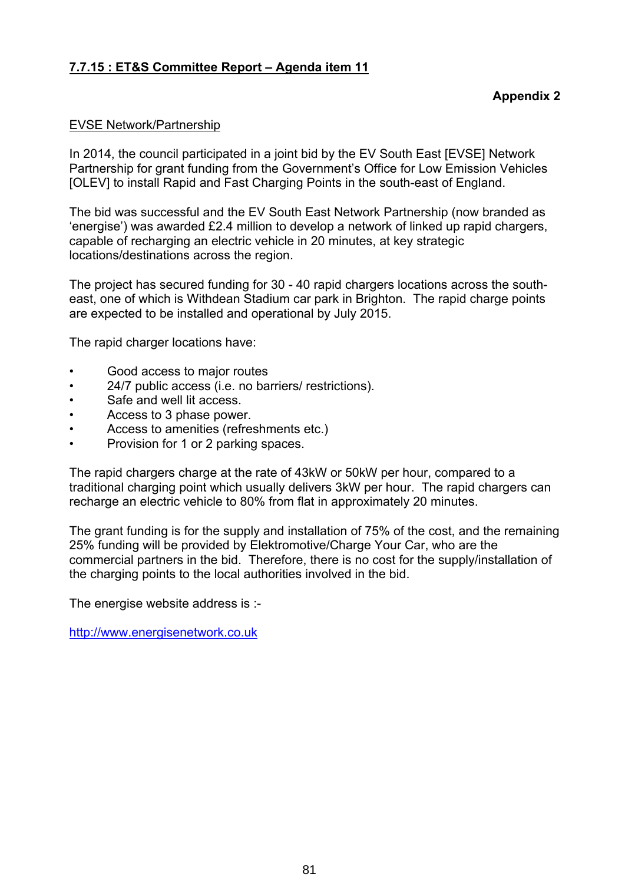**7.7.15 : ET&S Committee Report – Agenda item 11**

**Appendix 2**

EVSE Network/Partnership

In 2014, the council participated in a joint bid by the EV South East [EVSE] Network Partnership for grant funding from the Government's Office for Low Emission Vehicles [OLEV] to install Rapid and Fast Charging Points in the south-east of England.

The bid was successful and the EV South East Network Partnership (now branded as 'energise') was awarded £2.4 million to develop a network of linked up rapid chargers, capable of recharging an electric vehicle in 20 minutes, at key strategic locations/destinations across the region.

The project has secured funding for 30 - 40 rapid chargers locations across the south-east, one of which is Withdean Stadium car park in Brighton. The rapid charge points are expected to be installed and operational by July 2015.

The rapid charger locations have:

- Good access to major routes
- 24/7 public access (i.e. no barriers/ restrictions).
- Safe and well lit access.
- Access to 3 phase power.
- Access to amenities (refreshments etc.)
- Provision for 1 or 2 parking spaces.

The rapid chargers charge at the rate of 43kW or 50kW per hour, compared to a traditional charging point which usually delivers 3kW per hour. The rapid chargers can recharge an electric vehicle to 80% from flat in approximately 20 minutes.

The grant funding is for the supply and installation of 75% of the cost, and the remaining 25% funding will be provided by Elektromotive/Charge Your Car, who are the commercial partners in the bid. Therefore, there is no cost for the supply/installation of the charging points to the local authorities involved in the bid.

The energise website address is :-

http://www.energisenetwork.co.uk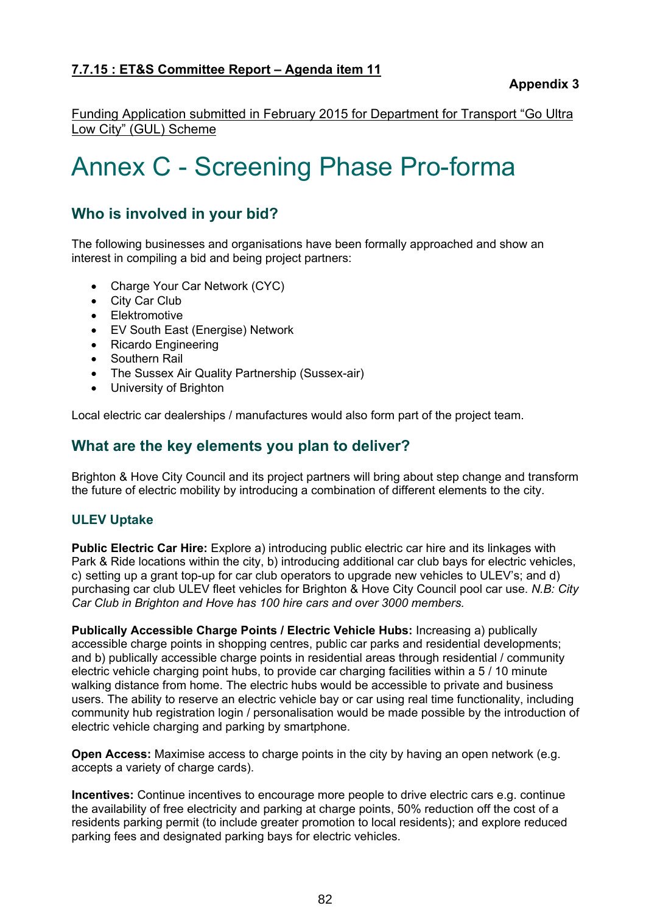**7.7.15 : ET&S Committee Report – Agenda item 11**

**Appendix 3**

Funding Application submitted in February 2015 for Department for Transport "Go Ultra Low City" (GUL) Scheme

# Annex C - Screening Phase Pro-forma

## Who is involved in your bid?

The following businesses and organisations have been formally approached and show an interest in compiling a bid and being project partners:

- Charge Your Car Network (CYC)
- City Car Club
- Elektromotive
- EV South East (Energise) Network
- Ricardo Engineering
- Southern Rail
- The Sussex Air Quality Partnership (Sussex-air)
- University of Brighton

Local electric car dealerships / manufactures would also form part of the project team.

## What are the key elements you plan to deliver?

Brighton & Hove City Council and its project partners will bring about step change and transform the future of electric mobility by introducing a combination of different elements to the city.

### ULEV Uptake

**Public Electric Car Hire:** Explore a) introducing public electric car hire and its linkages with Park & Ride locations within the city, b) introducing additional car club bays for electric vehicles, c) setting up a grant top-up for car club operators to upgrade new vehicles to ULEV's; and d) purchasing car club ULEV fleet vehicles for Brighton & Hove City Council pool car use. *N.B: City Car Club in Brighton and Hove has 100 hire cars and over 3000 members.*

**Publically Accessible Charge Points / Electric Vehicle Hubs:** Increasing a) publically accessible charge points in shopping centres, public car parks and residential developments; and b) publically accessible charge points in residential areas through residential / community electric vehicle charging point hubs, to provide car charging facilities within a 5 / 10 minute walking distance from home. The electric hubs would be accessible to private and business users. The ability to reserve an electric vehicle bay or car using real time functionality, including community hub registration login / personalisation would be made possible by the introduction of electric vehicle charging and parking by smartphone.

**Open Access:** Maximise access to charge points in the city by having an open network (e.g. accepts a variety of charge cards).

**Incentives:** Continue incentives to encourage more people to drive electric cars e.g. continue the availability of free electricity and parking at charge points, 50% reduction off the cost of a residents parking permit (to include greater promotion to local residents); and explore reduced parking fees and designated parking bays for electric vehicles.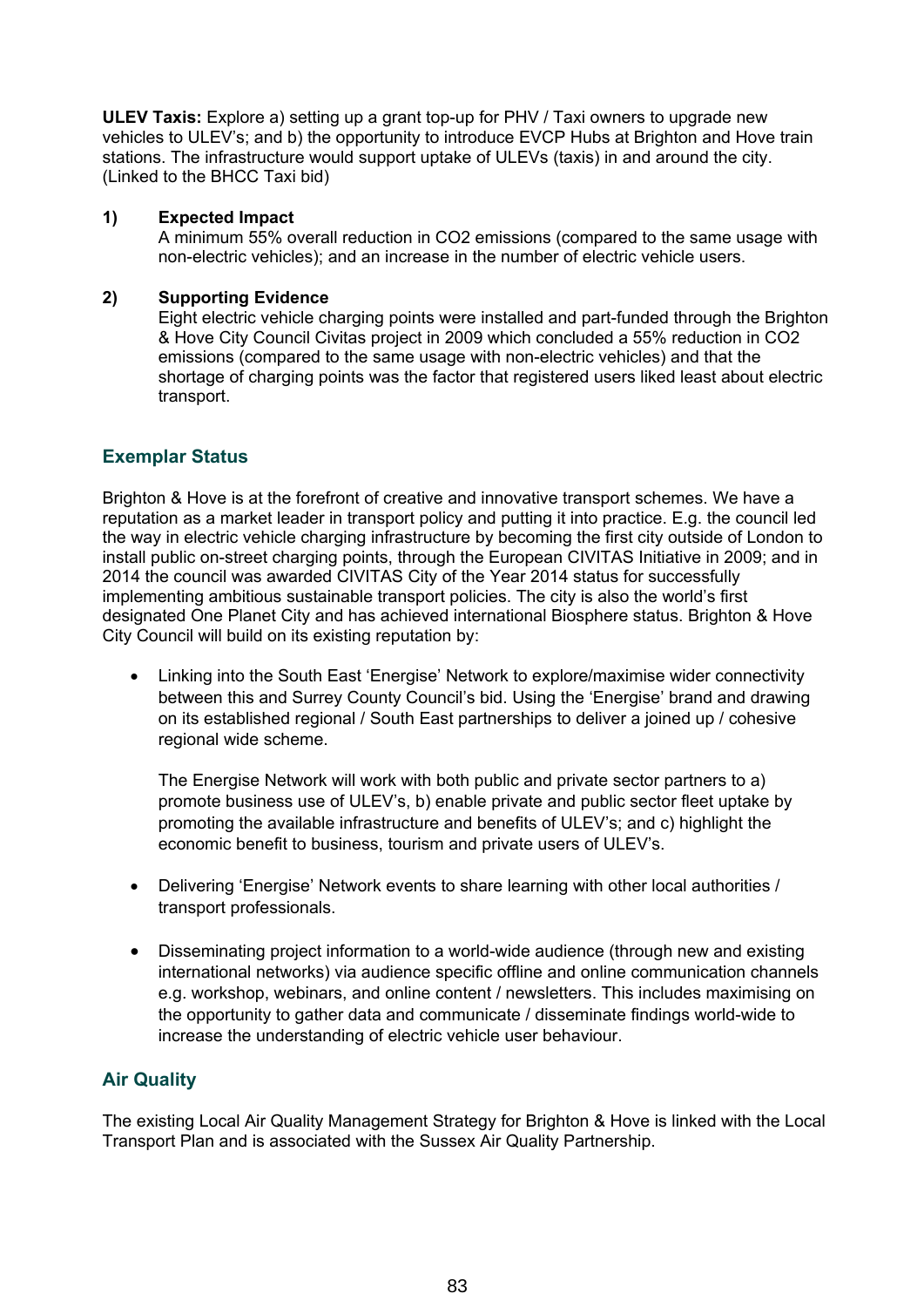**ULEV Taxis:** Explore a) setting up a grant top-up for PHV / Taxi owners to upgrade new vehicles to ULEV's; and b) the opportunity to introduce EVCP Hubs at Brighton and Hove train stations. The infrastructure would support uptake of ULEVs (taxis) in and around the city. (Linked to the BHCC Taxi bid)

**1) Expected Impact**
A minimum 55% overall reduction in $CO_2$ emissions (compared to the same usage with non-electric vehicles); and an increase in the number of electric vehicle users.

**2) Supporting Evidence**
Eight electric vehicle charging points were installed and part-funded through the Brighton & Hove City Council Civitas project in 2009 which concluded a 55% reduction in $CO_2$ emissions (compared to the same usage with non-electric vehicles) and that the shortage of charging points was the factor that registered users liked least about electric transport.

## Exemplar Status

Brighton & Hove is at the forefront of creative and innovative transport schemes. We have a reputation as a market leader in transport policy and putting it into practice. E.g. the council led the way in electric vehicle charging infrastructure by becoming the first city outside of London to install public on-street charging points, through the European CIVITAS Initiative in 2009; and in 2014 the council was awarded CIVITAS City of the Year 2014 status for successfully implementing ambitious sustainable transport policies. The city is also the world's first designated One Planet City and has achieved international Biosphere status. Brighton & Hove City Council will build on its existing reputation by:

- Linking into the South East 'Energise' Network to explore/maximise wider connectivity between this and Surrey County Council's bid. Using the 'Energise' brand and drawing on its established regional / South East partnerships to deliver a joined up / cohesive regional wide scheme.

  The Energise Network will work with both public and private sector partners to a) promote business use of ULEV's, b) enable private and public sector fleet uptake by promoting the available infrastructure and benefits of ULEV's; and c) highlight the economic benefit to business, tourism and private users of ULEV's.

- Delivering 'Energise' Network events to share learning with other local authorities / transport professionals.

- Disseminating project information to a world-wide audience (through new and existing international networks) via audience specific offline and online communication channels e.g. workshop, webinars, and online content / newsletters. This includes maximising on the opportunity to gather data and communicate / disseminate findings world-wide to increase the understanding of electric vehicle user behaviour.

## Air Quality

The existing Local Air Quality Management Strategy for Brighton & Hove is linked with the Local Transport Plan and is associated with the Sussex Air Quality Partnership.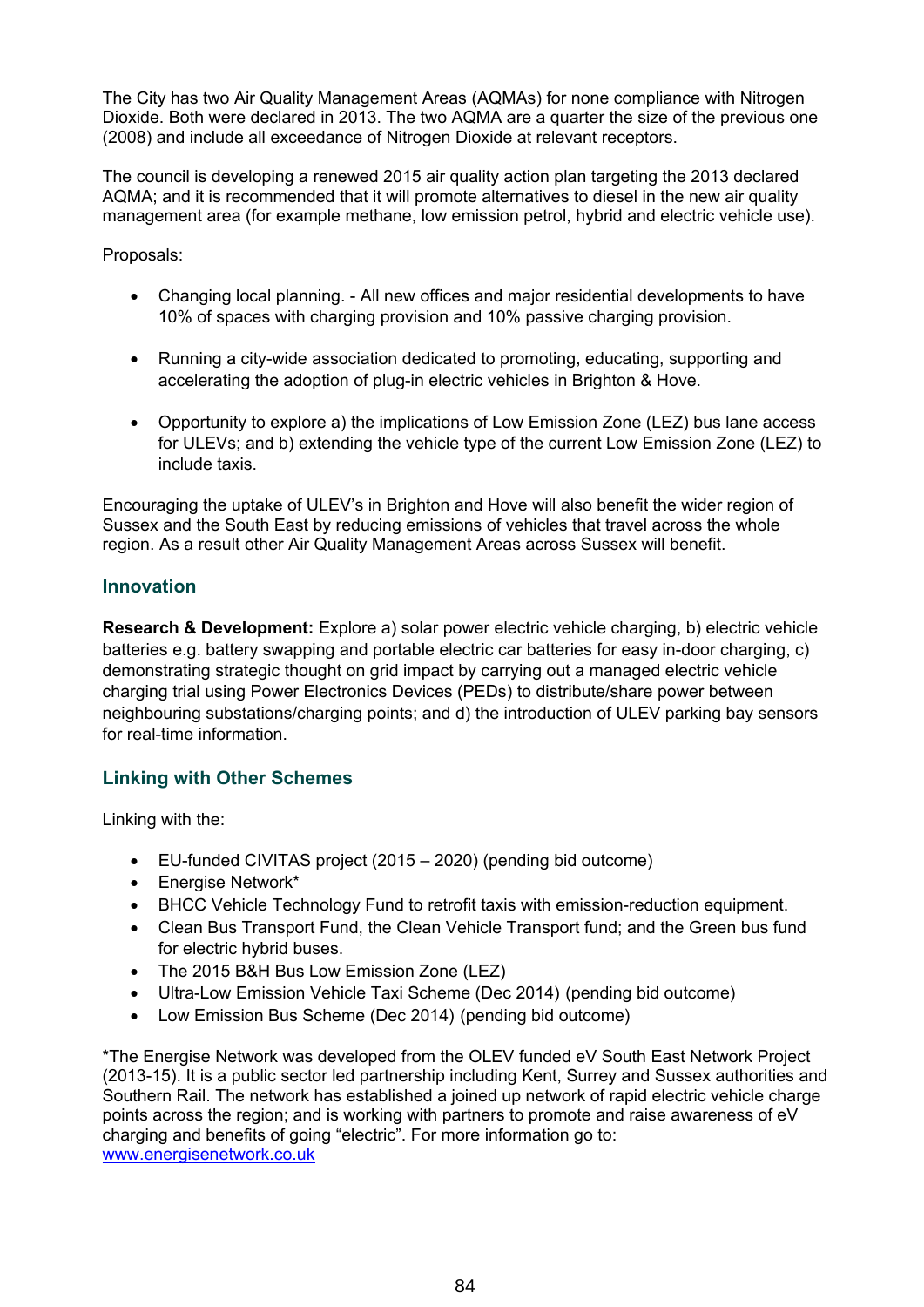The City has two Air Quality Management Areas (AQMAs) for none compliance with Nitrogen Dioxide. Both were declared in 2013. The two AQMA are a quarter the size of the previous one (2008) and include all exceedance of Nitrogen Dioxide at relevant receptors.

The council is developing a renewed 2015 air quality action plan targeting the 2013 declared AQMA; and it is recommended that it will promote alternatives to diesel in the new air quality management area (for example methane, low emission petrol, hybrid and electric vehicle use).

Proposals:

- Changing local planning. - All new offices and major residential developments to have 10% of spaces with charging provision and 10% passive charging provision.

- Running a city-wide association dedicated to promoting, educating, supporting and accelerating the adoption of plug-in electric vehicles in Brighton & Hove.

- Opportunity to explore a) the implications of Low Emission Zone (LEZ) bus lane access for ULEVs; and b) extending the vehicle type of the current Low Emission Zone (LEZ) to include taxis.

Encouraging the uptake of ULEV's in Brighton and Hove will also benefit the wider region of Sussex and the South East by reducing emissions of vehicles that travel across the whole region. As a result other Air Quality Management Areas across Sussex will benefit.

### Innovation

**Research & Development:** Explore a) solar power electric vehicle charging, b) electric vehicle batteries e.g. battery swapping and portable electric car batteries for easy in-door charging, c) demonstrating strategic thought on grid impact by carrying out a managed electric vehicle charging trial using Power Electronics Devices (PEDs) to distribute/share power between neighbouring substations/charging points; and d) the introduction of ULEV parking bay sensors for real-time information.

### Linking with Other Schemes

Linking with the:

- EU-funded CIVITAS project (2015 – 2020) (pending bid outcome)
- Energise Network*
- BHCC Vehicle Technology Fund to retrofit taxis with emission-reduction equipment.
- Clean Bus Transport Fund, the Clean Vehicle Transport fund; and the Green bus fund for electric hybrid buses.
- The 2015 B&H Bus Low Emission Zone (LEZ)
- Ultra-Low Emission Vehicle Taxi Scheme (Dec 2014) (pending bid outcome)
- Low Emission Bus Scheme (Dec 2014) (pending bid outcome)

*The Energise Network was developed from the OLEV funded eV South East Network Project (2013-15). It is a public sector led partnership including Kent, Surrey and Sussex authorities and Southern Rail. The network has established a joined up network of rapid electric vehicle charge points across the region; and is working with partners to promote and raise awareness of eV charging and benefits of going "electric". For more information go to: [www.energisenetwork.co.uk](http://www.energisenetwork.co.uk)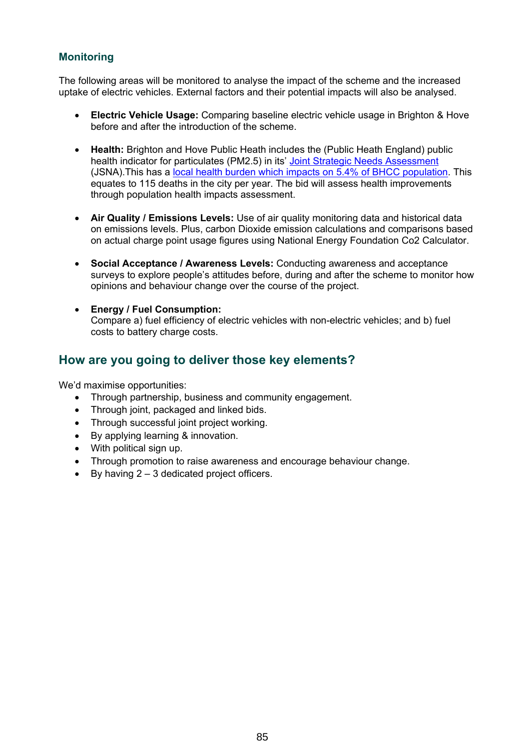### Monitoring

The following areas will be monitored to analyse the impact of the scheme and the increased uptake of electric vehicles. External factors and their potential impacts will also be analysed.

- **Electric Vehicle Usage:** Comparing baseline electric vehicle usage in Brighton & Hove before and after the introduction of the scheme.

- **Health:** Brighton and Hove Public Heath includes the (Public Heath England) public health indicator for particulates (PM2.5) in its' Joint Strategic Needs Assessment (JSNA).This has a local health burden which impacts on 5.4% of BHCC population. This equates to 115 deaths in the city per year. The bid will assess health improvements through population health impacts assessment.

- **Air Quality / Emissions Levels:** Use of air quality monitoring data and historical data on emissions levels. Plus, carbon Dioxide emission calculations and comparisons based on actual charge point usage figures using National Energy Foundation Co2 Calculator.

- **Social Acceptance / Awareness Levels:** Conducting awareness and acceptance surveys to explore people's attitudes before, during and after the scheme to monitor how opinions and behaviour change over the course of the project.

- **Energy / Fuel Consumption:**
  Compare a) fuel efficiency of electric vehicles with non-electric vehicles; and b) fuel costs to battery charge costs.

## How are you going to deliver those key elements?

We'd maximise opportunities:

- Through partnership, business and community engagement.
- Through joint, packaged and linked bids.
- Through successful joint project working.
- By applying learning & innovation.
- With political sign up.
- Through promotion to raise awareness and encourage behaviour change.
- By having 2 – 3 dedicated project officers.